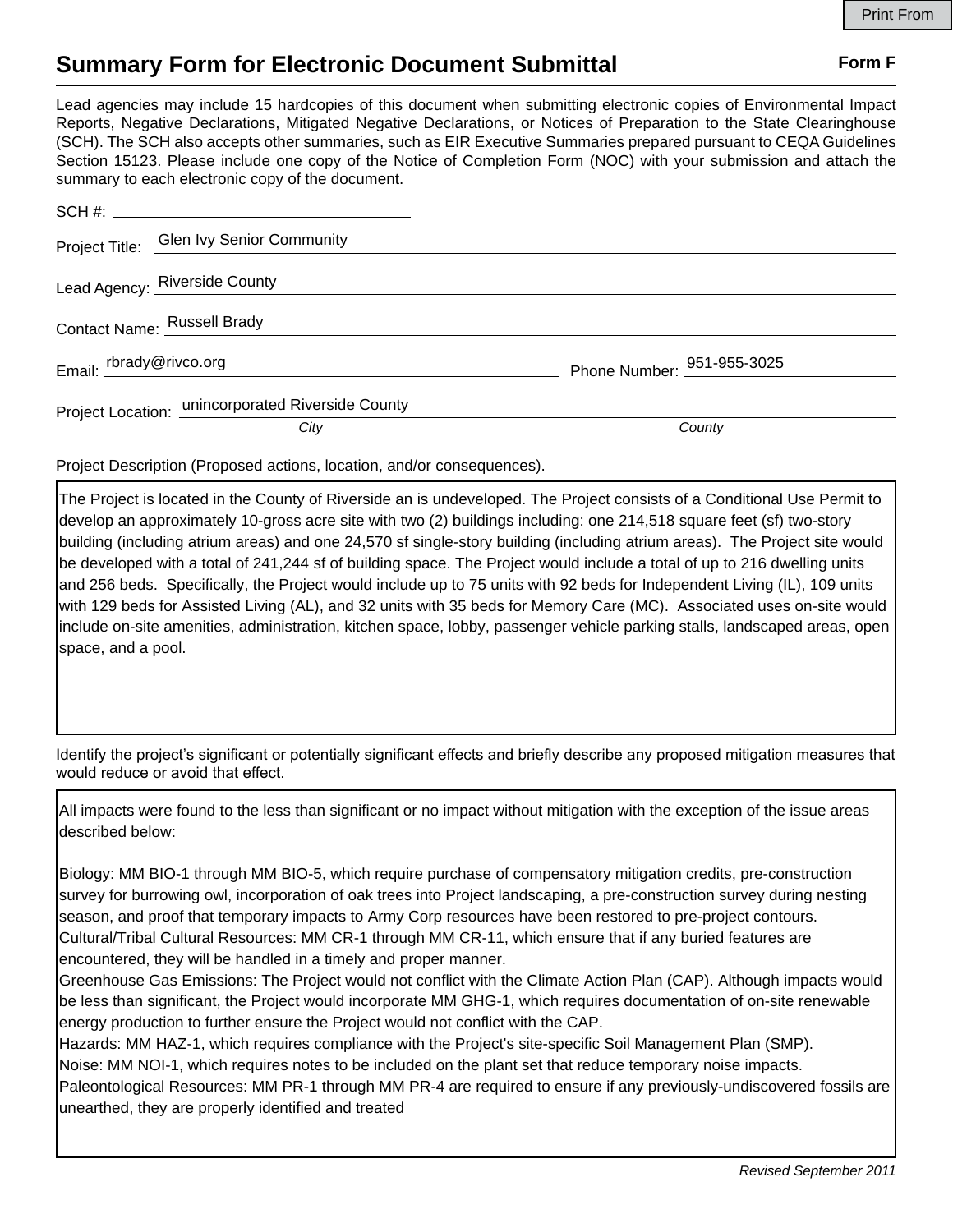# Summary Form for Electronic Document Submittal

**Form F**

Lead agencies may include 15 hardcopies of this document when submitting electronic copies of Environmental Impact Reports, Negative Declarations, Mitigated Negative Declarations, or Notices of Preparation to the State Clearinghouse (SCH). The SCH also accepts other summaries, such as EIR Executive Summaries prepared pursuant to CEQA Guidelines Section 15123. Please include one copy of the Notice of Completion Form (NOC) with your submission and attach the summary to each electronic copy of the document.

SCH #:

Project Title: Glen Ivy Senior Community

Lead Agency: Riverside County

Contact Name: Russell Brady

Email: rbrady@rivco.org Phone Number: 951-955-3025

Project Location: unincorporated Riverside County

*City* *County*

Project Description (Proposed actions, location, and/or consequences).

The Project is located in the County of Riverside an is undeveloped. The Project consists of a Conditional Use Permit to develop an approximately 10-gross acre site with two (2) buildings including: one 214,518 square feet (sf) two-story building (including atrium areas) and one 24,570 sf single-story building (including atrium areas). The Project site would be developed with a total of 241,244 sf of building space. The Project would include a total of up to 216 dwelling units and 256 beds. Specifically, the Project would include up to 75 units with 92 beds for Independent Living (IL), 109 units with 129 beds for Assisted Living (AL), and 32 units with 35 beds for Memory Care (MC). Associated uses on-site would include on-site amenities, administration, kitchen space, lobby, passenger vehicle parking stalls, landscaped areas, open space, and a pool.

Identify the project's significant or potentially significant effects and briefly describe any proposed mitigation measures that would reduce or avoid that effect.

All impacts were found to the less than significant or no impact without mitigation with the exception of the issue areas described below:

Biology: MM BIO-1 through MM BIO-5, which require purchase of compensatory mitigation credits, pre-construction survey for burrowing owl, incorporation of oak trees into Project landscaping, a pre-construction survey during nesting season, and proof that temporary impacts to Army Corp resources have been restored to pre-project contours.
Cultural/Tribal Cultural Resources: MM CR-1 through MM CR-11, which ensure that if any buried features are encountered, they will be handled in a timely and proper manner.
Greenhouse Gas Emissions: The Project would not conflict with the Climate Action Plan (CAP). Although impacts would be less than significant, the Project would incorporate MM GHG-1, which requires documentation of on-site renewable energy production to further ensure the Project would not conflict with the CAP.
Hazards: MM HAZ-1, which requires compliance with the Project's site-specific Soil Management Plan (SMP).
Noise: MM NOI-1, which requires notes to be included on the plant set that reduce temporary noise impacts.
Paleontological Resources: MM PR-1 through MM PR-4 are required to ensure if any previously-undiscovered fossils are unearthed, they are properly identified and treated

*Revised September 2011*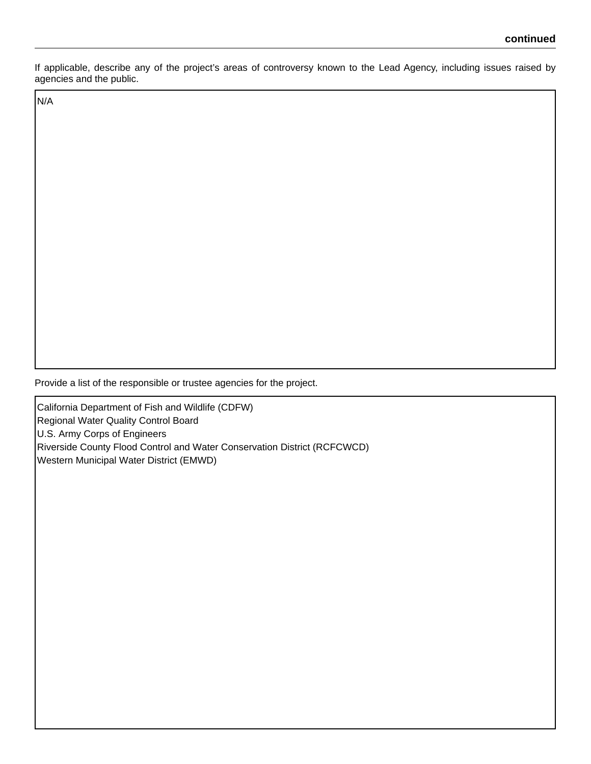**continued**

If applicable, describe any of the project's areas of controversy known to the Lead Agency, including issues raised by agencies and the public.

N/A

Provide a list of the responsible or trustee agencies for the project.

California Department of Fish and Wildlife (CDFW)
Regional Water Quality Control Board
U.S. Army Corps of Engineers
Riverside County Flood Control and Water Conservation District (RCFCWCD)
Western Municipal Water District (EMWD)